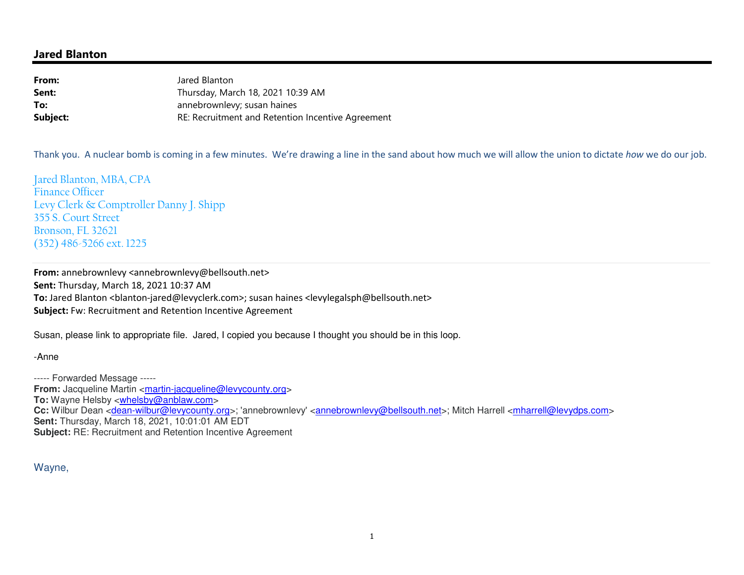## Jared Blanton

| | |
|---|---|
| **From:** | Jared Blanton |
| **Sent:** | Thursday, March 18, 2021 10:39 AM |
| **To:** | annebrownlevy; susan haines |
| **Subject:** | RE: Recruitment and Retention Incentive Agreement |

Thank you. A nuclear bomb is coming in a few minutes. We're drawing a line in the sand about how much we will allow the union to dictate *how* we do our job.

Jared Blanton, MBA, CPA
Finance Officer
Levy Clerk & Comptroller Danny J. Shipp
355 S. Court Street
Bronson, FL 32621
(352) 486-5266 ext. 1225

---

**From:** annebrownlevy <annebrownlevy@bellsouth.net>
**Sent:** Thursday, March 18, 2021 10:37 AM
**To:** Jared Blanton <blanton-jared@levyclerk.com>; susan haines <levylegalsph@bellsouth.net>
**Subject:** Fw: Recruitment and Retention Incentive Agreement

Susan, please link to appropriate file. Jared, I copied you because I thought you should be in this loop.

-Anne

----- Forwarded Message -----
**From:** Jacqueline Martin <martin-jacqueline@levycounty.org>
**To:** Wayne Helsby <whelsby@anblaw.com>
**Cc:** Wilbur Dean <dean-wilbur@levycounty.org>; 'annebrownlevy' <annebrownlevy@bellsouth.net>; Mitch Harrell <mharrell@levydps.com>
**Sent:** Thursday, March 18, 2021, 10:01:01 AM EDT
**Subject:** RE: Recruitment and Retention Incentive Agreement

Wayne,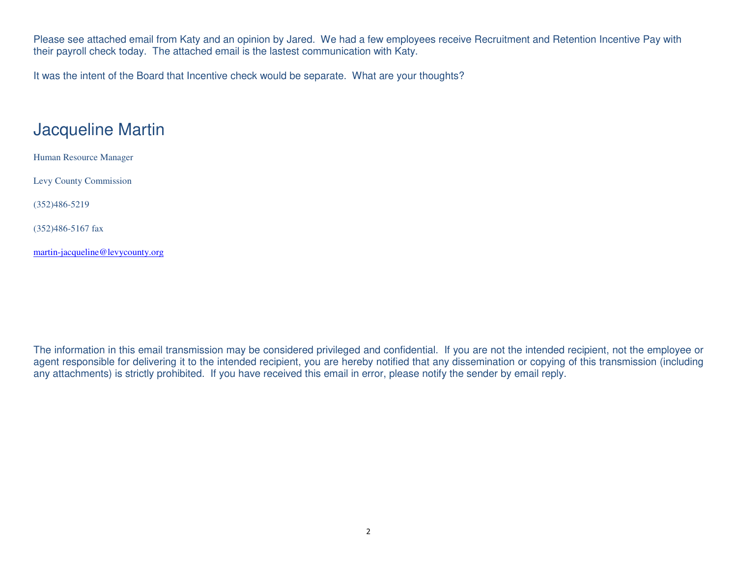Please see attached email from Katy and an opinion by Jared. We had a few employees receive Recruitment and Retention Incentive Pay with their payroll check today. The attached email is the lastest communication with Katy.

It was the intent of the Board that Incentive check would be separate. What are your thoughts?

# Jacqueline Martin

Human Resource Manager

Levy County Commission

(352)486-5219

(352)486-5167 fax

martin-jacqueline@levycounty.org

The information in this email transmission may be considered privileged and confidential. If you are not the intended recipient, not the employee or agent responsible for delivering it to the intended recipient, you are hereby notified that any dissemination or copying of this transmission (including any attachments) is strictly prohibited. If you have received this email in error, please notify the sender by email reply.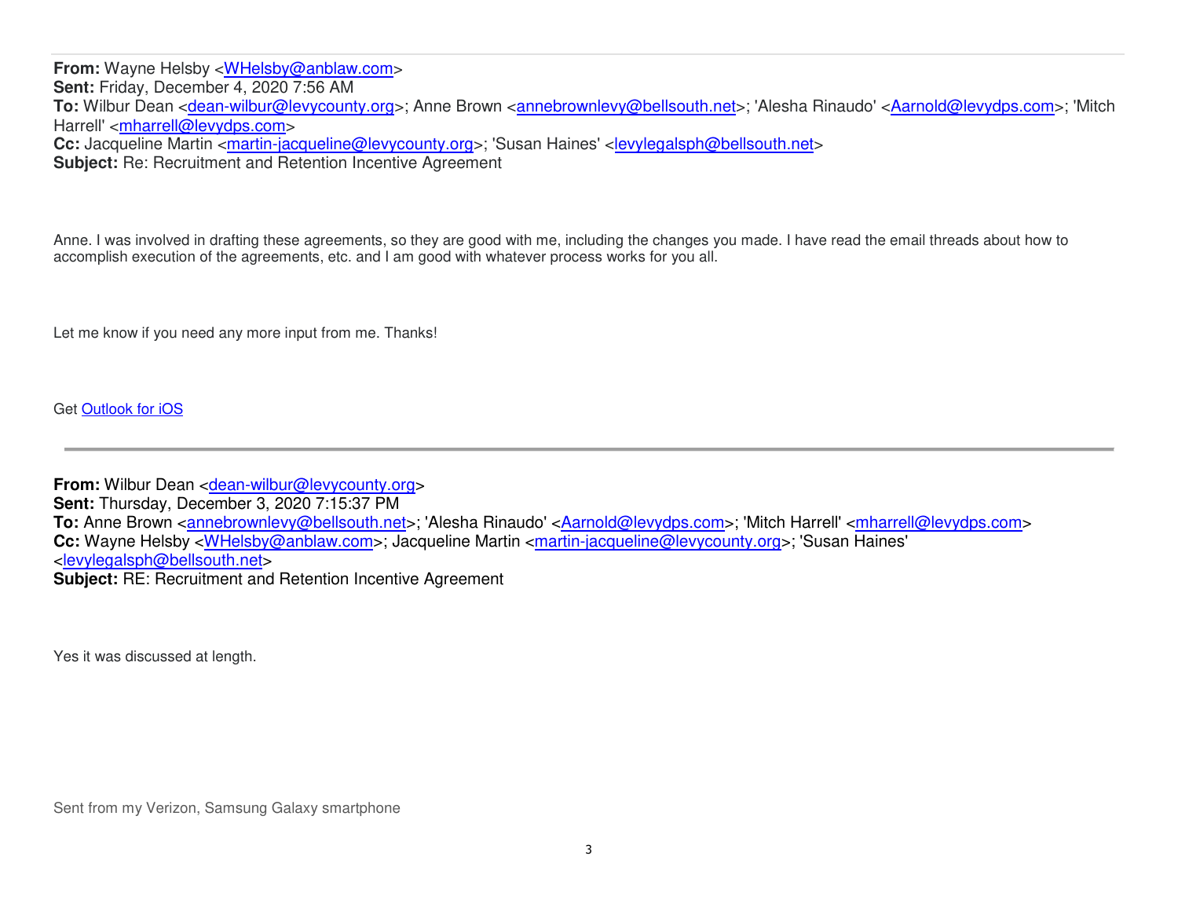**From:** Wayne Helsby <WHelsby@anblaw.com>
**Sent:** Friday, December 4, 2020 7:56 AM
**To:** Wilbur Dean <dean-wilbur@levycounty.org>; Anne Brown <annebrownlevy@bellsouth.net>; 'Alesha Rinaudo' <Aarnold@levydps.com>; 'Mitch Harrell' <mharrell@levydps.com>
**Cc:** Jacqueline Martin <martin-jacqueline@levycounty.org>; 'Susan Haines' <levylegalsph@bellsouth.net>
**Subject:** Re: Recruitment and Retention Incentive Agreement

Anne. I was involved in drafting these agreements, so they are good with me, including the changes you made. I have read the email threads about how to accomplish execution of the agreements, etc. and I am good with whatever process works for you all.

Let me know if you need any more input from me. Thanks!

Get Outlook for iOS

---

**From:** Wilbur Dean <dean-wilbur@levycounty.org>
**Sent:** Thursday, December 3, 2020 7:15:37 PM
**To:** Anne Brown <annebrownlevy@bellsouth.net>; 'Alesha Rinaudo' <Aarnold@levydps.com>; 'Mitch Harrell' <mharrell@levydps.com>
**Cc:** Wayne Helsby <WHelsby@anblaw.com>; Jacqueline Martin <martin-jacqueline@levycounty.org>; 'Susan Haines' <levylegalsph@bellsouth.net>
**Subject:** RE: Recruitment and Retention Incentive Agreement

Yes it was discussed at length.

Sent from my Verizon, Samsung Galaxy smartphone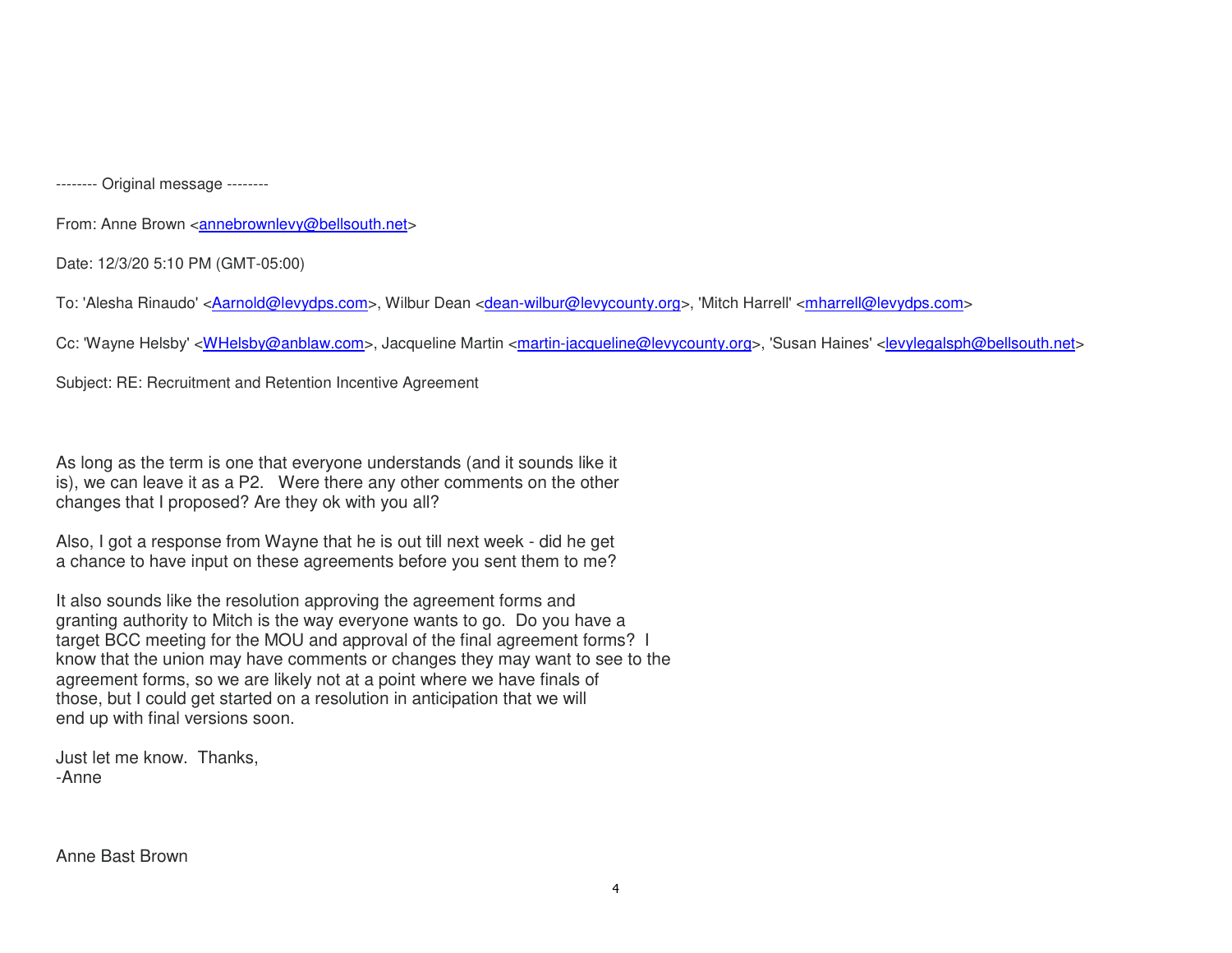-------- Original message --------

From: Anne Brown <annebrownlevy@bellsouth.net>

Date: 12/3/20 5:10 PM (GMT-05:00)

To: 'Alesha Rinaudo' <Aarnold@levydps.com>, Wilbur Dean <dean-wilbur@levycounty.org>, 'Mitch Harrell' <mharrell@levydps.com>

Cc: 'Wayne Helsby' <WHelsby@anblaw.com>, Jacqueline Martin <martin-jacqueline@levycounty.org>, 'Susan Haines' <levylegalsph@bellsouth.net>

Subject: RE: Recruitment and Retention Incentive Agreement

As long as the term is one that everyone understands (and it sounds like it is), we can leave it as a P2. Were there any other comments on the other changes that I proposed? Are they ok with you all?

Also, I got a response from Wayne that he is out till next week - did he get a chance to have input on these agreements before you sent them to me?

It also sounds like the resolution approving the agreement forms and granting authority to Mitch is the way everyone wants to go. Do you have a target BCC meeting for the MOU and approval of the final agreement forms? I know that the union may have comments or changes they may want to see to the agreement forms, so we are likely not at a point where we have finals of those, but I could get started on a resolution in anticipation that we will end up with final versions soon.

Just let me know. Thanks,
-Anne

Anne Bast Brown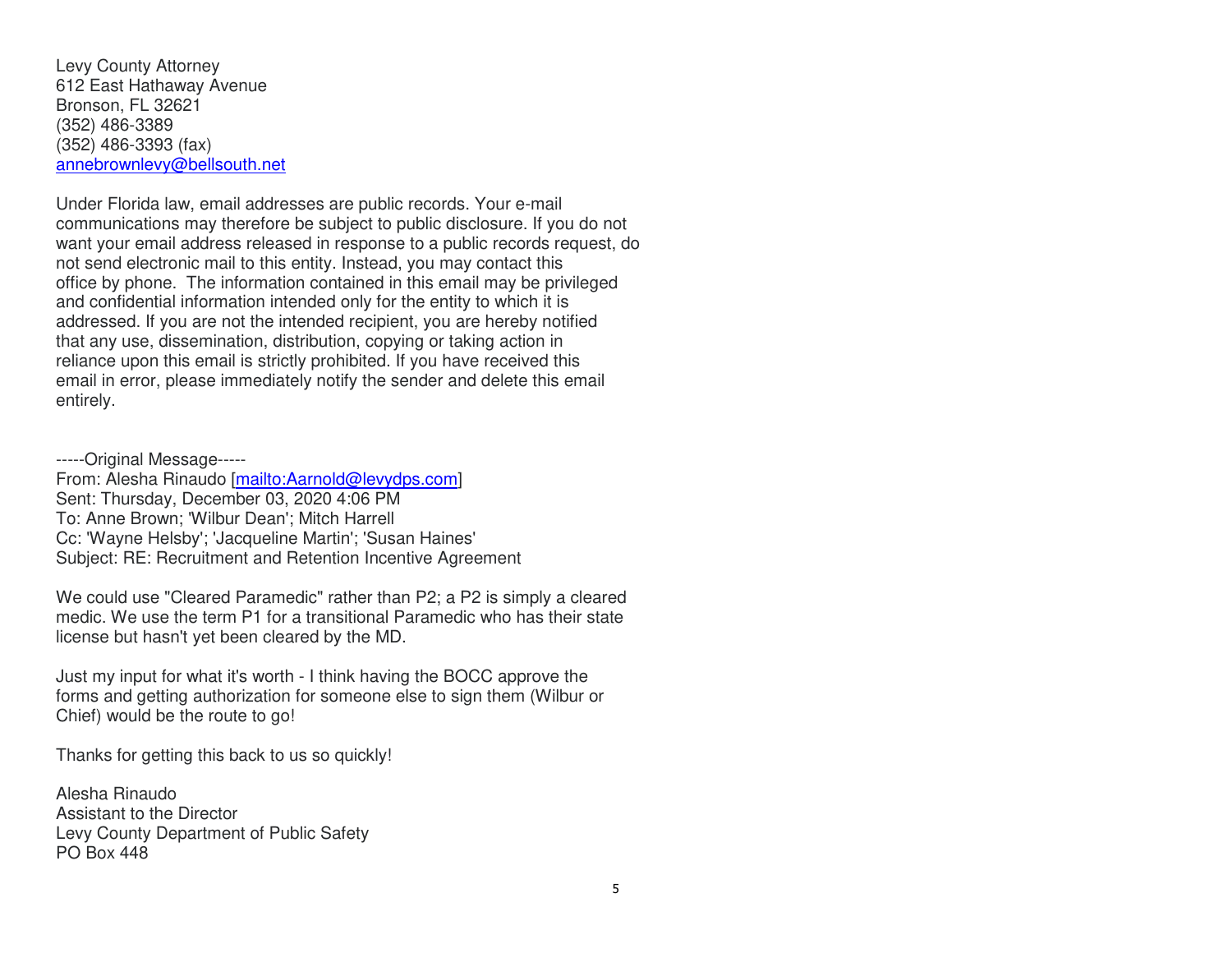Levy County Attorney
612 East Hathaway Avenue
Bronson, FL 32621
(352) 486-3389
(352) 486-3393 (fax)
annebrownlevy@bellsouth.net

Under Florida law, email addresses are public records. Your e-mail communications may therefore be subject to public disclosure. If you do not want your email address released in response to a public records request, do not send electronic mail to this entity. Instead, you may contact this office by phone. The information contained in this email may be privileged and confidential information intended only for the entity to which it is addressed. If you are not the intended recipient, you are hereby notified that any use, dissemination, distribution, copying or taking action in reliance upon this email is strictly prohibited. If you have received this email in error, please immediately notify the sender and delete this email entirely.

-----Original Message-----
From: Alesha Rinaudo [mailto:Aarnold@levydps.com]
Sent: Thursday, December 03, 2020 4:06 PM
To: Anne Brown; 'Wilbur Dean'; Mitch Harrell
Cc: 'Wayne Helsby'; 'Jacqueline Martin'; 'Susan Haines'
Subject: RE: Recruitment and Retention Incentive Agreement

We could use "Cleared Paramedic" rather than P2; a P2 is simply a cleared medic. We use the term P1 for a transitional Paramedic who has their state license but hasn't yet been cleared by the MD.

Just my input for what it's worth - I think having the BOCC approve the forms and getting authorization for someone else to sign them (Wilbur or Chief) would be the route to go!

Thanks for getting this back to us so quickly!

Alesha Rinaudo
Assistant to the Director
Levy County Department of Public Safety
PO Box 448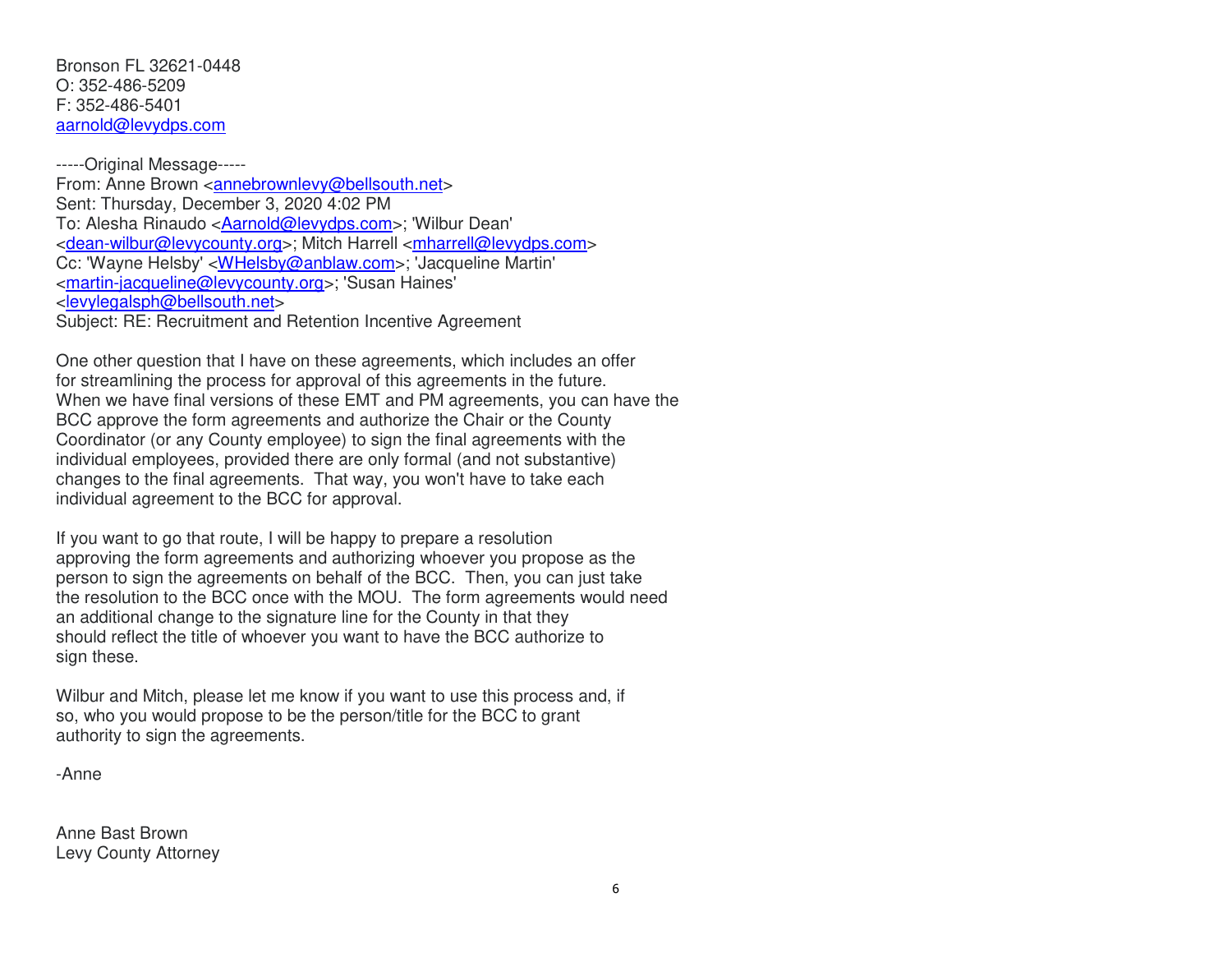Bronson FL 32621-0448
O: 352-486-5209
F: 352-486-5401
aarnold@levydps.com

-----Original Message-----
From: Anne Brown <annebrownlevy@bellsouth.net>
Sent: Thursday, December 3, 2020 4:02 PM
To: Alesha Rinaudo <Aarnold@levydps.com>; 'Wilbur Dean' <dean-wilbur@levycounty.org>; Mitch Harrell <mharrell@levydps.com>
Cc: 'Wayne Helsby' <WHelsby@anblaw.com>; 'Jacqueline Martin' <martin-jacqueline@levycounty.org>; 'Susan Haines' <levylegalsph@bellsouth.net>
Subject: RE: Recruitment and Retention Incentive Agreement

One other question that I have on these agreements, which includes an offer for streamlining the process for approval of this agreements in the future. When we have final versions of these EMT and PM agreements, you can have the BCC approve the form agreements and authorize the Chair or the County Coordinator (or any County employee) to sign the final agreements with the individual employees, provided there are only formal (and not substantive) changes to the final agreements. That way, you won't have to take each individual agreement to the BCC for approval.

If you want to go that route, I will be happy to prepare a resolution approving the form agreements and authorizing whoever you propose as the person to sign the agreements on behalf of the BCC. Then, you can just take the resolution to the BCC once with the MOU. The form agreements would need an additional change to the signature line for the County in that they should reflect the title of whoever you want to have the BCC authorize to sign these.

Wilbur and Mitch, please let me know if you want to use this process and, if so, who you would propose to be the person/title for the BCC to grant authority to sign the agreements.

-Anne

Anne Bast Brown
Levy County Attorney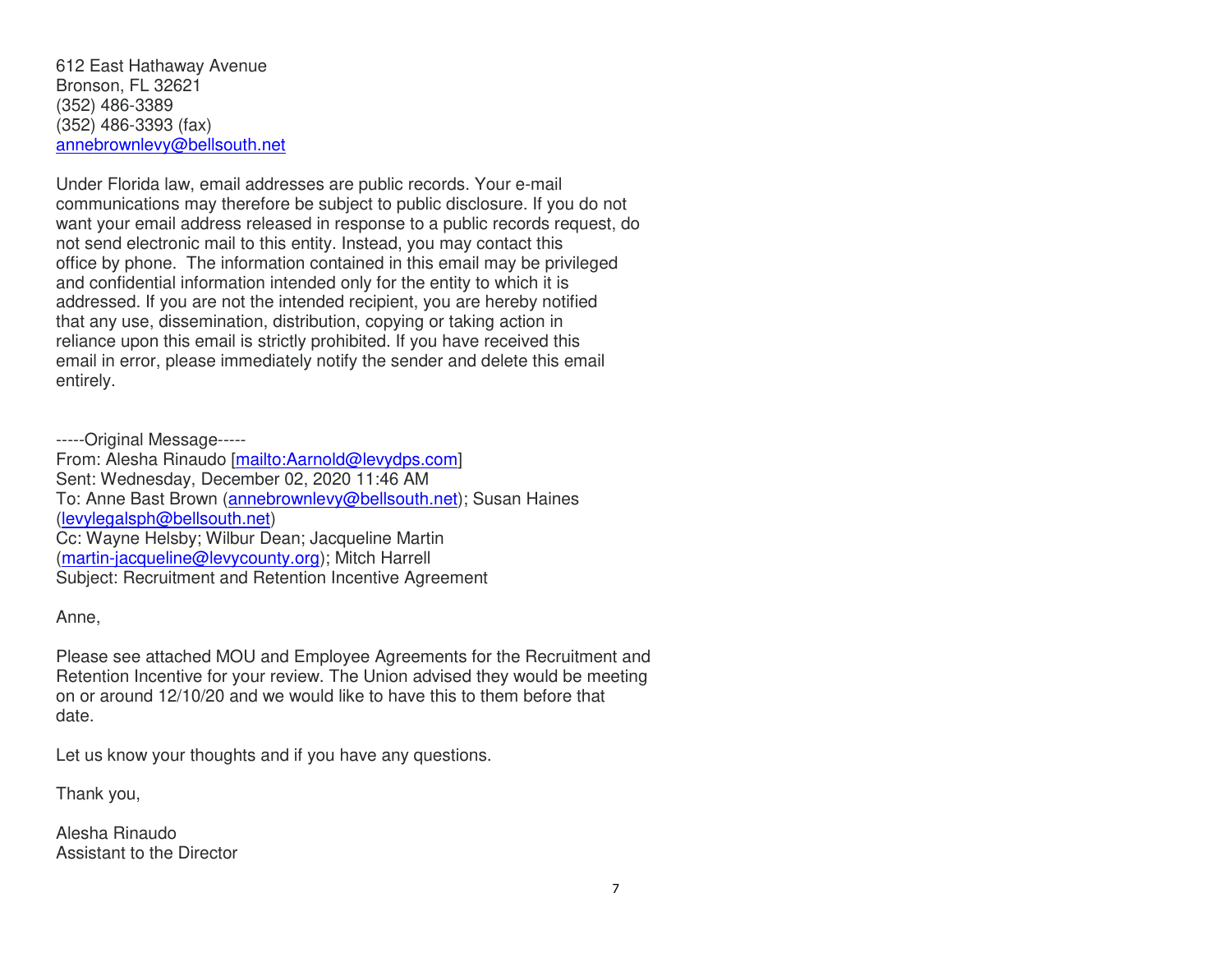612 East Hathaway Avenue
Bronson, FL 32621
(352) 486-3389
(352) 486-3393 (fax)
annebrownlevy@bellsouth.net

Under Florida law, email addresses are public records. Your e-mail communications may therefore be subject to public disclosure. If you do not want your email address released in response to a public records request, do not send electronic mail to this entity. Instead, you may contact this office by phone. The information contained in this email may be privileged and confidential information intended only for the entity to which it is addressed. If you are not the intended recipient, you are hereby notified that any use, dissemination, distribution, copying or taking action in reliance upon this email is strictly prohibited. If you have received this email in error, please immediately notify the sender and delete this email entirely.

-----Original Message-----
From: Alesha Rinaudo [mailto:Aarnold@levydps.com]
Sent: Wednesday, December 02, 2020 11:46 AM
To: Anne Bast Brown (annebrownlevy@bellsouth.net); Susan Haines (levylegalsph@bellsouth.net)
Cc: Wayne Helsby; Wilbur Dean; Jacqueline Martin (martin-jacqueline@levycounty.org); Mitch Harrell
Subject: Recruitment and Retention Incentive Agreement

Anne,

Please see attached MOU and Employee Agreements for the Recruitment and Retention Incentive for your review. The Union advised they would be meeting on or around 12/10/20 and we would like to have this to them before that date.

Let us know your thoughts and if you have any questions.

Thank you,

Alesha Rinaudo
Assistant to the Director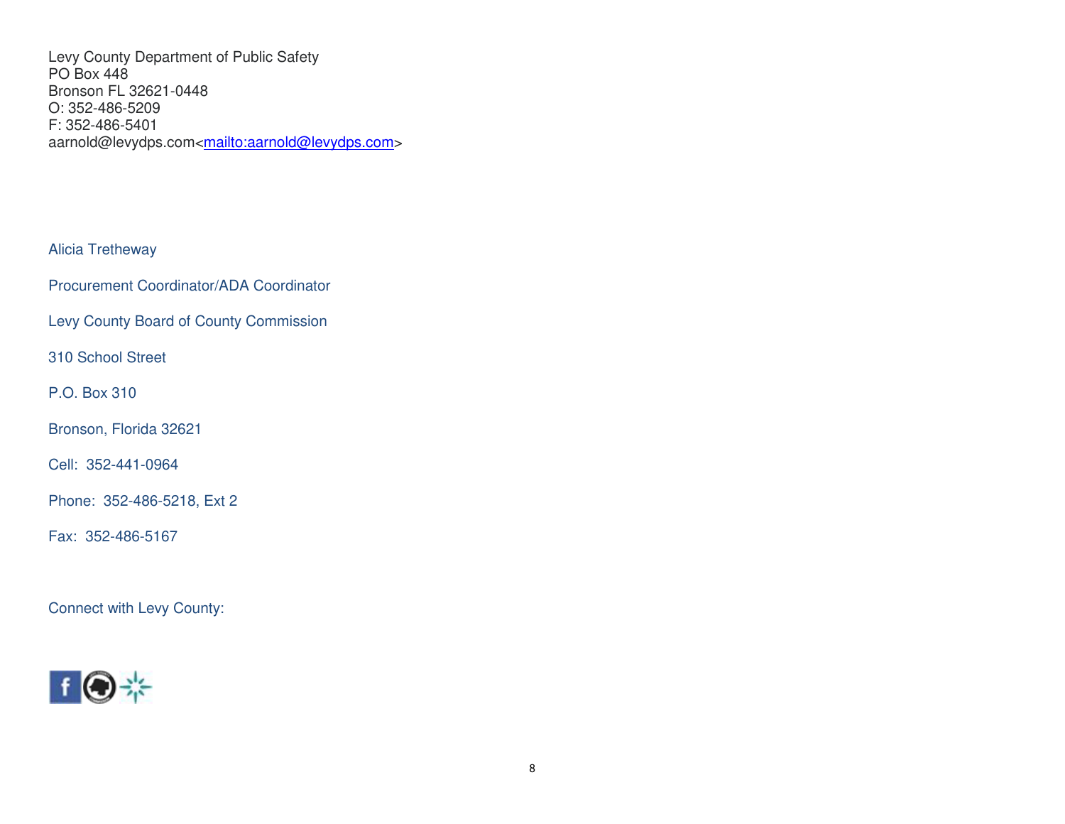Levy County Department of Public Safety
PO Box 448
Bronson FL 32621-0448
O: 352-486-5209
F: 352-486-5401
aarnold@levydps.com<mailto:aarnold@levydps.com>

Alicia Tretheway

Procurement Coordinator/ADA Coordinator

Levy County Board of County Commission

310 School Street

P.O. Box 310

Bronson, Florida 32621

Cell: 352-441-0964

Phone: 352-486-5218, Ext 2

Fax: 352-486-5167

Connect with Levy County: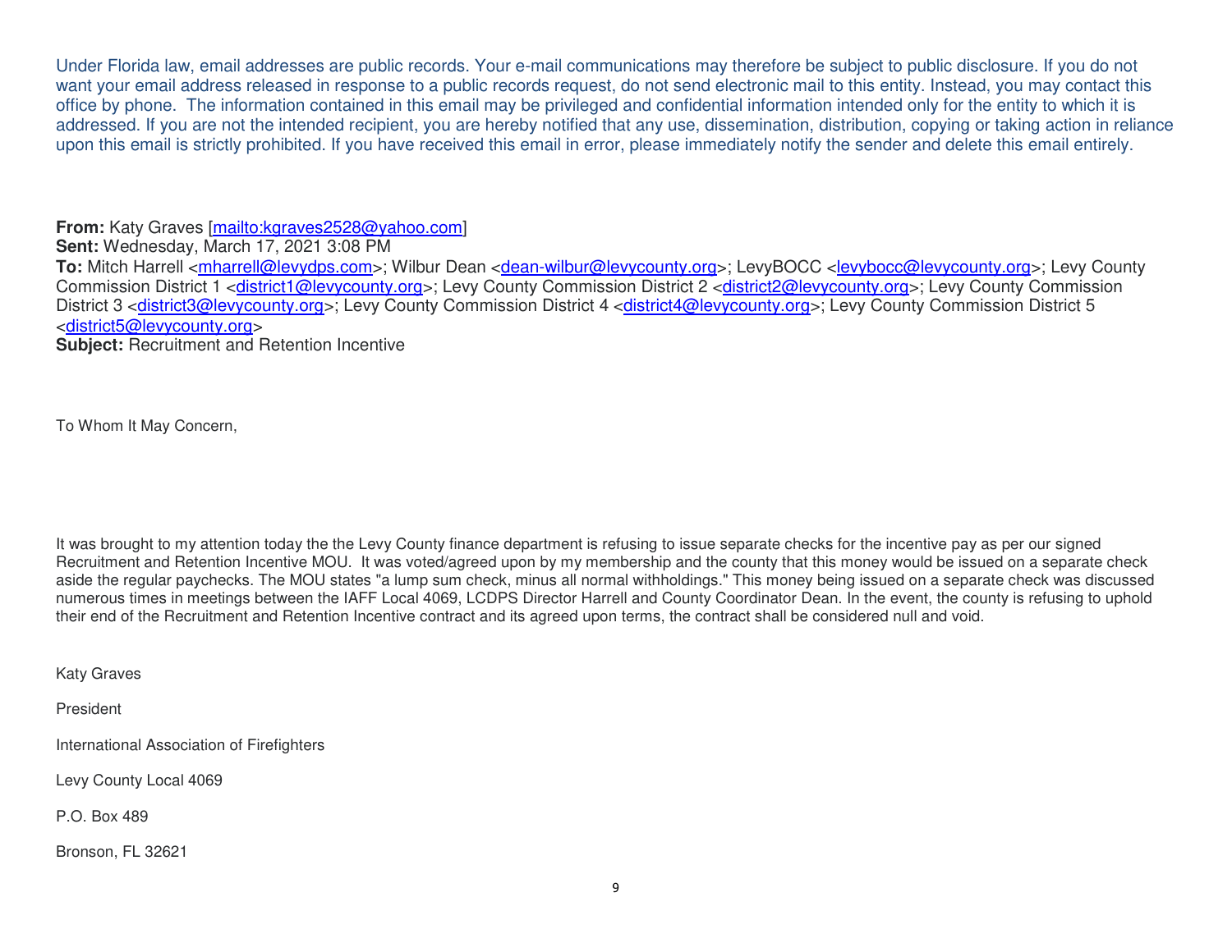Under Florida law, email addresses are public records. Your e-mail communications may therefore be subject to public disclosure. If you do not want your email address released in response to a public records request, do not send electronic mail to this entity. Instead, you may contact this office by phone. The information contained in this email may be privileged and confidential information intended only for the entity to which it is addressed. If you are not the intended recipient, you are hereby notified that any use, dissemination, distribution, copying or taking action in reliance upon this email is strictly prohibited. If you have received this email in error, please immediately notify the sender and delete this email entirely.

**From:** Katy Graves [mailto:kgraves2528@yahoo.com]
**Sent:** Wednesday, March 17, 2021 3:08 PM
**To:** Mitch Harrell <mharrell@levydps.com>; Wilbur Dean <dean-wilbur@levycounty.org>; LevyBOCC <levybocc@levycounty.org>; Levy County Commission District 1 <district1@levycounty.org>; Levy County Commission District 2 <district2@levycounty.org>; Levy County Commission District 3 <district3@levycounty.org>; Levy County Commission District 4 <district4@levycounty.org>; Levy County Commission District 5 <district5@levycounty.org>
**Subject:** Recruitment and Retention Incentive

To Whom It May Concern,

It was brought to my attention today the the Levy County finance department is refusing to issue separate checks for the incentive pay as per our signed Recruitment and Retention Incentive MOU. It was voted/agreed upon by my membership and the county that this money would be issued on a separate check aside the regular paychecks. The MOU states "a lump sum check, minus all normal withholdings." This money being issued on a separate check was discussed numerous times in meetings between the IAFF Local 4069, LCDPS Director Harrell and County Coordinator Dean. In the event, the county is refusing to uphold their end of the Recruitment and Retention Incentive contract and its agreed upon terms, the contract shall be considered null and void.

Katy Graves

President

International Association of Firefighters

Levy County Local 4069

P.O. Box 489

Bronson, FL 32621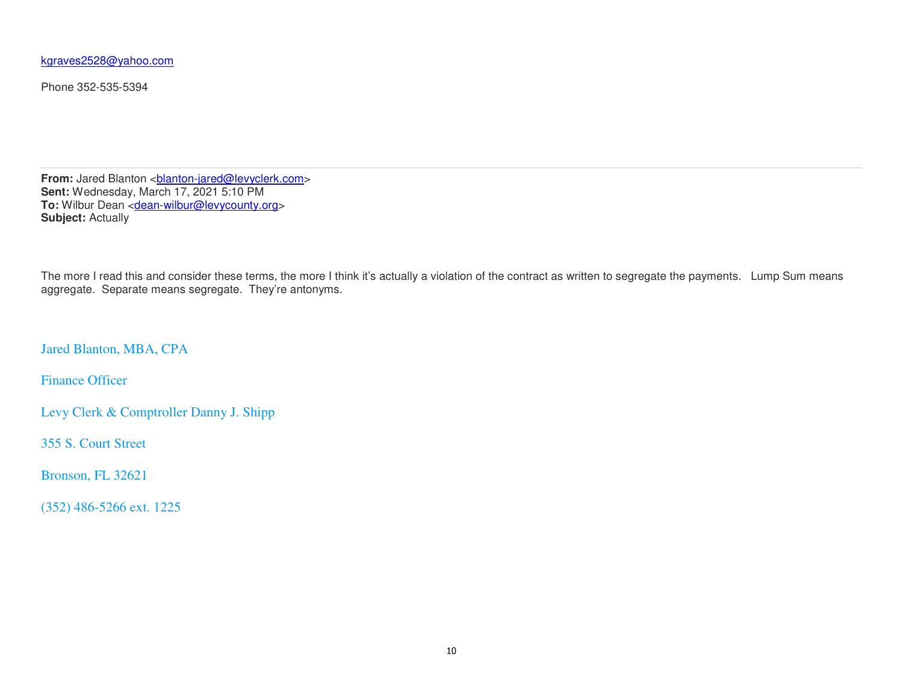kgraves2528@yahoo.com

Phone 352-535-5394

---

**From:** Jared Blanton <blanton-jared@levyclerk.com>
**Sent:** Wednesday, March 17, 2021 5:10 PM
**To:** Wilbur Dean <dean-wilbur@levycounty.org>
**Subject:** Actually

The more I read this and consider these terms, the more I think it's actually a violation of the contract as written to segregate the payments. Lump Sum means aggregate. Separate means segregate. They're antonyms.

Jared Blanton, MBA, CPA

Finance Officer

Levy Clerk & Comptroller Danny J. Shipp

355 S. Court Street

Bronson, FL 32621

(352) 486-5266 ext. 1225